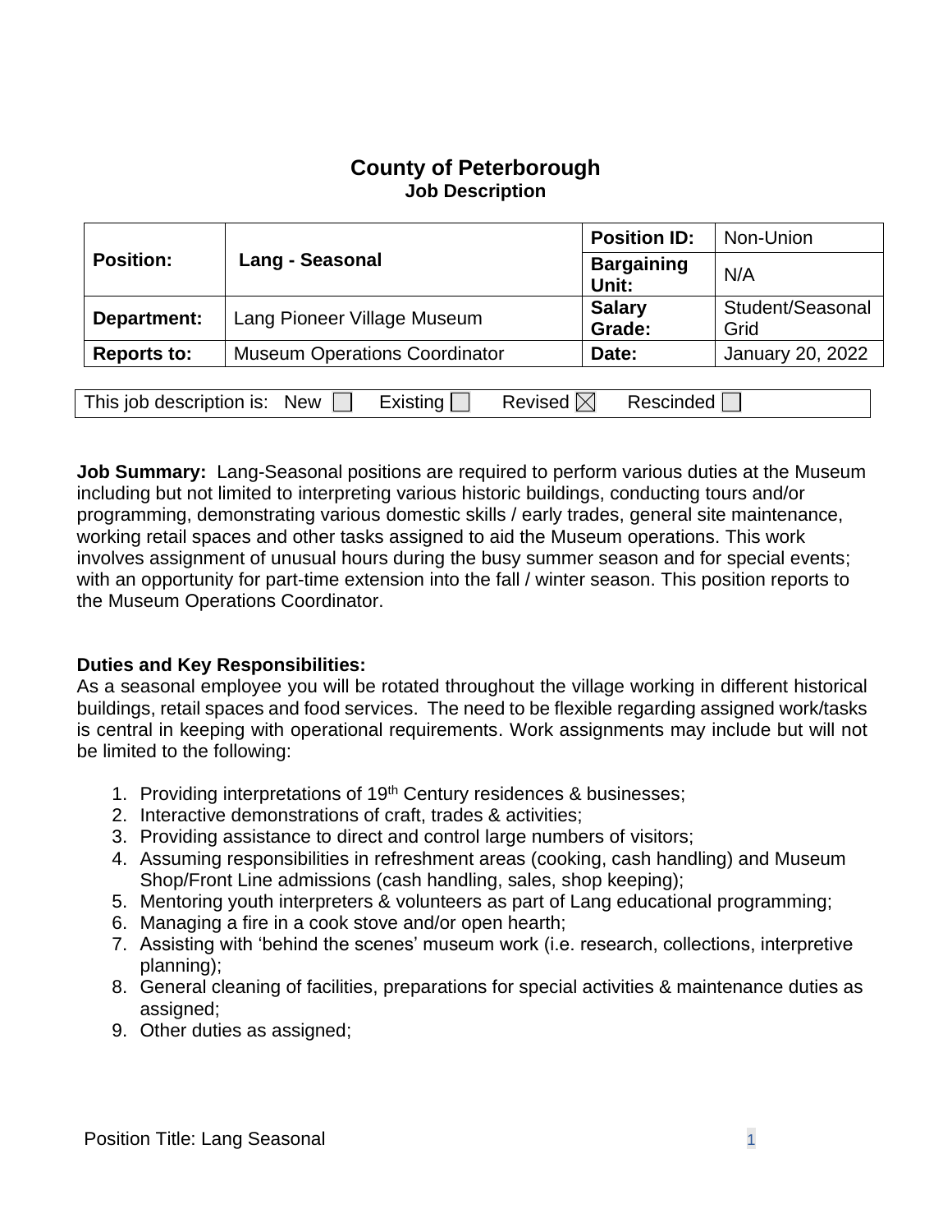# County of Peterborough

### Job Description

| | | | |
|---|---|---|---|
| **Position:** | **Lang - Seasonal** | **Position ID:** | Non-Union |
| | | **Bargaining Unit:** | N/A |
| **Department:** | Lang Pioneer Village Museum | **Salary Grade:** | Student/Seasonal Grid |
| **Reports to:** | Museum Operations Coordinator | **Date:** | January 20, 2022 |

This job description is: New ☐ Existing ☐ Revised ☒ Rescinded ☐

**Job Summary:** Lang-Seasonal positions are required to perform various duties at the Museum including but not limited to interpreting various historic buildings, conducting tours and/or programming, demonstrating various domestic skills / early trades, general site maintenance, working retail spaces and other tasks assigned to aid the Museum operations. This work involves assignment of unusual hours during the busy summer season and for special events; with an opportunity for part-time extension into the fall / winter season. This position reports to the Museum Operations Coordinator.

**Duties and Key Responsibilities:**
As a seasonal employee you will be rotated throughout the village working in different historical buildings, retail spaces and food services. The need to be flexible regarding assigned work/tasks is central in keeping with operational requirements. Work assignments may include but will not be limited to the following:

1. Providing interpretations of 19th Century residences & businesses;
2. Interactive demonstrations of craft, trades & activities;
3. Providing assistance to direct and control large numbers of visitors;
4. Assuming responsibilities in refreshment areas (cooking, cash handling) and Museum Shop/Front Line admissions (cash handling, sales, shop keeping);
5. Mentoring youth interpreters & volunteers as part of Lang educational programming;
6. Managing a fire in a cook stove and/or open hearth;
7. Assisting with 'behind the scenes' museum work (i.e. research, collections, interpretive planning);
8. General cleaning of facilities, preparations for special activities & maintenance duties as assigned;
9. Other duties as assigned;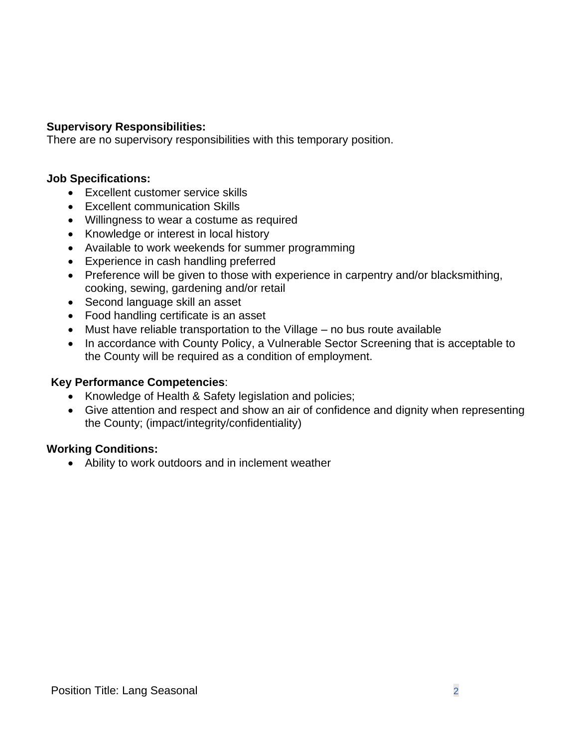**Supervisory Responsibilities:**
There are no supervisory responsibilities with this temporary position.

**Job Specifications:**

- Excellent customer service skills
- Excellent communication Skills
- Willingness to wear a costume as required
- Knowledge or interest in local history
- Available to work weekends for summer programming
- Experience in cash handling preferred
- Preference will be given to those with experience in carpentry and/or blacksmithing, cooking, sewing, gardening and/or retail
- Second language skill an asset
- Food handling certificate is an asset
- Must have reliable transportation to the Village – no bus route available
- In accordance with County Policy, a Vulnerable Sector Screening that is acceptable to the County will be required as a condition of employment.

**Key Performance Competencies**:

- Knowledge of Health & Safety legislation and policies;
- Give attention and respect and show an air of confidence and dignity when representing the County; (impact/integrity/confidentiality)

**Working Conditions:**

- Ability to work outdoors and in inclement weather